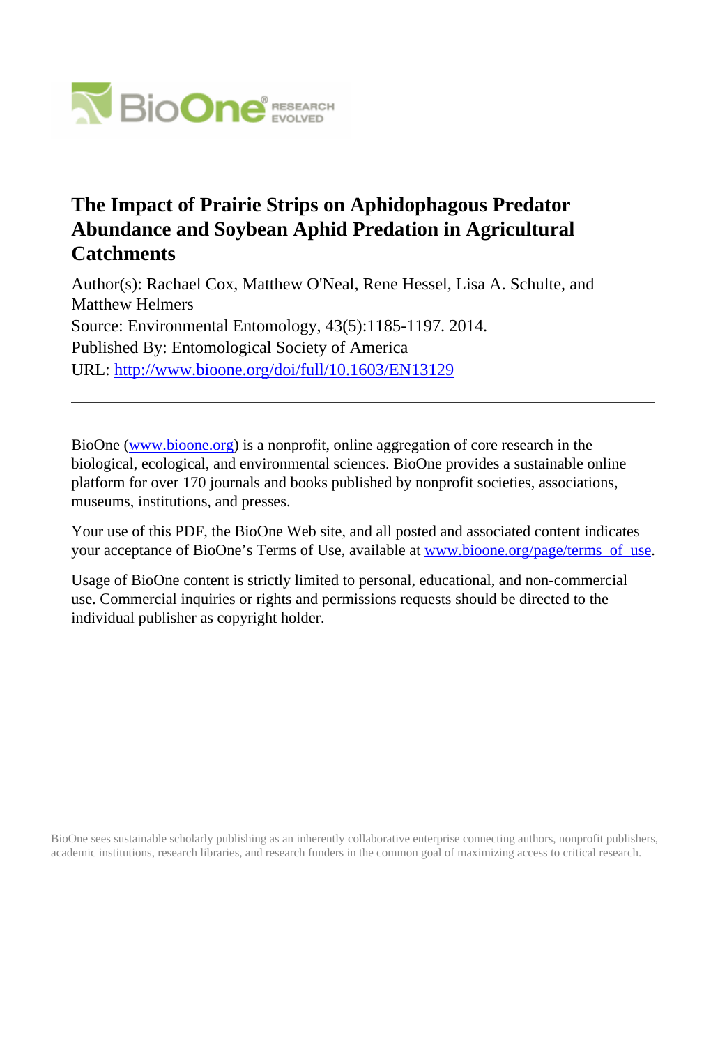# The Impact of Prairie Strips on Aphidophagous Predator Abundance and Soybean Aphid Predation in Agricultural Catchments

Author(s): Rachael Cox, Matthew O'Neal, Rene Hessel, Lisa A. Schulte, and Matthew Helmers

Source: Environmental Entomology, 43(5):1185-1197. 2014.

Published By: Entomological Society of America

URL: http://www.bioone.org/doi/full/10.1603/EN13129

---

BioOne (www.bioone.org) is a nonprofit, online aggregation of core research in the biological, ecological, and environmental sciences. BioOne provides a sustainable online platform for over 170 journals and books published by nonprofit societies, associations, museums, institutions, and presses.

Your use of this PDF, the BioOne Web site, and all posted and associated content indicates your acceptance of BioOne's Terms of Use, available at www.bioone.org/page/terms_of_use.

Usage of BioOne content is strictly limited to personal, educational, and non-commercial use. Commercial inquiries or rights and permissions requests should be directed to the individual publisher as copyright holder.

---

BioOne sees sustainable scholarly publishing as an inherently collaborative enterprise connecting authors, nonprofit publishers, academic institutions, research libraries, and research funders in the common goal of maximizing access to critical research.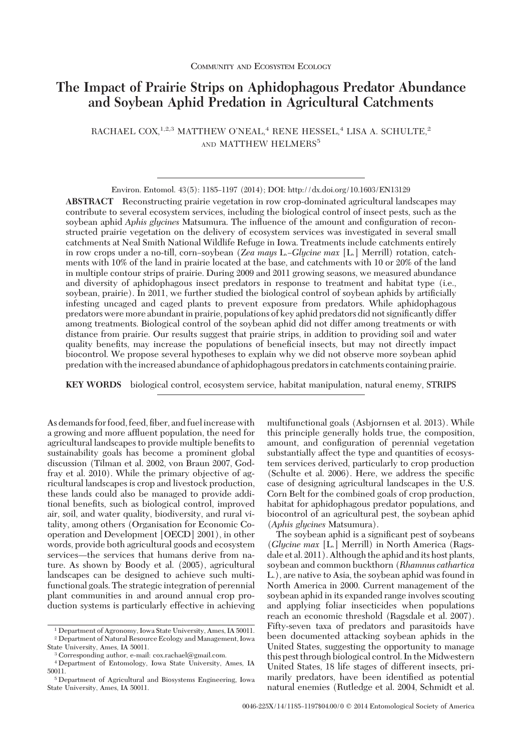Community and Ecosystem Ecology

# The Impact of Prairie Strips on Aphidophagous Predator Abundance and Soybean Aphid Predation in Agricultural Catchments

RACHAEL COX,[1,2,3] MATTHEW O'NEAL,[4] RENE HESSEL,[4] LISA A. SCHULTE,[2] AND MATTHEW HELMERS[5]

Environ. Entomol. 43(5): 1185–1197 (2014); DOI: http://dx.doi.org/10.1603/EN13129

**ABSTRACT** Reconstructing prairie vegetation in row crop-dominated agricultural landscapes may contribute to several ecosystem services, including the biological control of insect pests, such as the soybean aphid *Aphis glycines* Matsumura. The influence of the amount and configuration of reconstructed prairie vegetation on the delivery of ecosystem services was investigated in several small catchments at Neal Smith National Wildlife Refuge in Iowa. Treatments include catchments entirely in row crops under a no-till, corn–soybean (*Zea mays* L.–*Glycine max* [L.] Merrill) rotation, catchments with 10% of the land in prairie located at the base, and catchments with 10 or 20% of the land in multiple contour strips of prairie. During 2009 and 2011 growing seasons, we measured abundance and diversity of aphidophagous insect predators in response to treatment and habitat type (i.e., soybean, prairie). In 2011, we further studied the biological control of soybean aphids by artificially infesting uncaged and caged plants to prevent exposure from predators. While aphidophagous predators were more abundant in prairie, populations of key aphid predators did not significantly differ among treatments. Biological control of the soybean aphid did not differ among treatments or with distance from prairie. Our results suggest that prairie strips, in addition to providing soil and water quality benefits, may increase the populations of beneficial insects, but may not directly impact biocontrol. We propose several hypotheses to explain why we did not observe more soybean aphid predation with the increased abundance of aphidophagous predators in catchments containing prairie.

**KEY WORDS** biological control, ecosystem service, habitat manipulation, natural enemy, STRIPS

As demands for food, feed, fiber, and fuel increase with a growing and more affluent population, the need for agricultural landscapes to provide multiple benefits to sustainability goals has become a prominent global discussion (Tilman et al. 2002, von Braun 2007, Godfray et al. 2010). While the primary objective of agricultural landscapes is crop and livestock production, these lands could also be managed to provide additional benefits, such as biological control, improved air, soil, and water quality, biodiversity, and rural vitality, among others (Organisation for Economic Cooperation and Development [OECD] 2001), in other words, provide both agricultural goods and ecosystem services—the services that humans derive from nature. As shown by Boody et al. (2005), agricultural landscapes can be designed to achieve such multifunctional goals. The strategic integration of perennial plant communities in and around annual crop production systems is particularly effective in achieving multifunctional goals (Asbjornsen et al. 2013). While this principle generally holds true, the composition, amount, and configuration of perennial vegetation substantially affect the type and quantities of ecosystem services derived, particularly to crop production (Schulte et al. 2006). Here, we address the specific case of designing agricultural landscapes in the U.S. Corn Belt for the combined goals of crop production, habitat for aphidophagous predator populations, and biocontrol of an agricultural pest, the soybean aphid (*Aphis glycines* Matsumura).

The soybean aphid is a significant pest of soybeans (*Glycine max* [L.] Merrill) in North America (Ragsdale et al. 2011). Although the aphid and its host plants, soybean and common buckthorn (*Rhamnus cathartica* L.), are native to Asia, the soybean aphid was found in North America in 2000. Current management of the soybean aphid in its expanded range involves scouting and applying foliar insecticides when populations reach an economic threshold (Ragsdale et al. 2007). Fifty-seven taxa of predators and parasitoids have been documented attacking soybean aphids in the United States, suggesting the opportunity to manage this pest through biological control. In the Midwestern United States, 18 life stages of different insects, primarily predators, have been identified as potential natural enemies (Rutledge et al. 2004, Schmidt et al.

[1] Department of Agronomy, Iowa State University, Ames, IA 50011.
[2] Department of Natural Resource Ecology and Management, Iowa State University, Ames, IA 50011.
[3] Corresponding author, e-mail: cox.rachael@gmail.com.
[4] Department of Entomology, Iowa State University, Ames, IA 50011.
[5] Department of Agricultural and Biosystems Engineering, Iowa State University, Ames, IA 50011.

0046-225X/14/1185–1197$04.00/0 © 2014 Entomological Society of America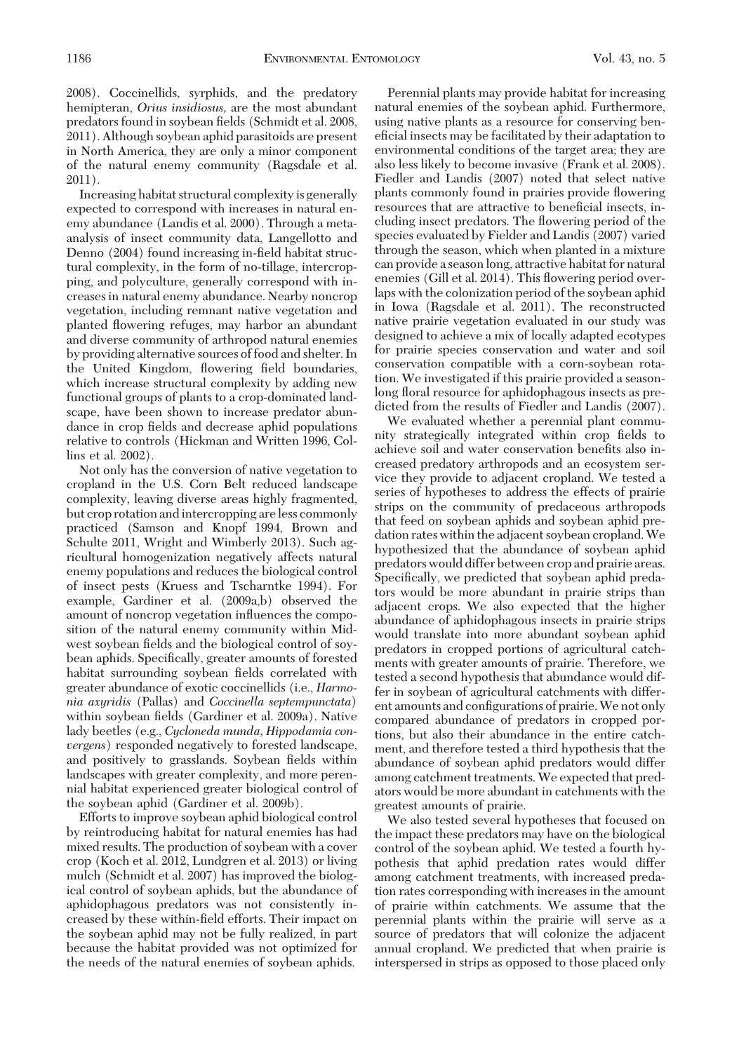2008). Coccinellids, syrphids, and the predatory hemipteran, *Orius insidiosus*, are the most abundant predators found in soybean fields (Schmidt et al. 2008, 2011). Although soybean aphid parasitoids are present in North America, they are only a minor component of the natural enemy community (Ragsdale et al. 2011).

Increasing habitat structural complexity is generally expected to correspond with increases in natural enemy abundance (Landis et al. 2000). Through a meta-analysis of insect community data, Langellotto and Denno (2004) found increasing in-field habitat structural complexity, in the form of no-tillage, intercropping, and polyculture, generally correspond with increases in natural enemy abundance. Nearby noncrop vegetation, including remnant native vegetation and planted flowering refuges, may harbor an abundant and diverse community of arthropod natural enemies by providing alternative sources of food and shelter. In the United Kingdom, flowering field boundaries, which increase structural complexity by adding new functional groups of plants to a crop-dominated landscape, have been shown to increase predator abundance in crop fields and decrease aphid populations relative to controls (Hickman and Written 1996, Collins et al. 2002).

Not only has the conversion of native vegetation to cropland in the U.S. Corn Belt reduced landscape complexity, leaving diverse areas highly fragmented, but crop rotation and intercropping are less commonly practiced (Samson and Knopf 1994, Brown and Schulte 2011, Wright and Wimberly 2013). Such agricultural homogenization negatively affects natural enemy populations and reduces the biological control of insect pests (Kruess and Tscharntke 1994). For example, Gardiner et al. (2009a,b) observed the amount of noncrop vegetation influences the composition of the natural enemy community within Midwest soybean fields and the biological control of soybean aphids. Specifically, greater amounts of forested habitat surrounding soybean fields correlated with greater abundance of exotic coccinellids (i.e., *Harmonia axyridis* (Pallas) and *Coccinella septempunctata*) within soybean fields (Gardiner et al. 2009a). Native lady beetles (e.g., *Cycloneda munda, Hippodamia convergens*) responded negatively to forested landscape, and positively to grasslands. Soybean fields within landscapes with greater complexity, and more perennial habitat experienced greater biological control of the soybean aphid (Gardiner et al. 2009b).

Efforts to improve soybean aphid biological control by reintroducing habitat for natural enemies has had mixed results. The production of soybean with a cover crop (Koch et al. 2012, Lundgren et al. 2013) or living mulch (Schmidt et al. 2007) has improved the biological control of soybean aphids, but the abundance of aphidophagous predators was not consistently increased by these within-field efforts. Their impact on the soybean aphid may not be fully realized, in part because the habitat provided was not optimized for the needs of the natural enemies of soybean aphids.

Perennial plants may provide habitat for increasing natural enemies of the soybean aphid. Furthermore, using native plants as a resource for conserving beneficial insects may be facilitated by their adaptation to environmental conditions of the target area; they are also less likely to become invasive (Frank et al. 2008). Fiedler and Landis (2007) noted that select native plants commonly found in prairies provide flowering resources that are attractive to beneficial insects, including insect predators. The flowering period of the species evaluated by Fielder and Landis (2007) varied through the season, which when planted in a mixture can provide a season long, attractive habitat for natural enemies (Gill et al. 2014). This flowering period overlaps with the colonization period of the soybean aphid in Iowa (Ragsdale et al. 2011). The reconstructed native prairie vegetation evaluated in our study was designed to achieve a mix of locally adapted ecotypes for prairie species conservation and water and soil conservation compatible with a corn-soybean rotation. We investigated if this prairie provided a season-long floral resource for aphidophagous insects as predicted from the results of Fiedler and Landis (2007).

We evaluated whether a perennial plant community strategically integrated within crop fields to achieve soil and water conservation benefits also increased predatory arthropods and an ecosystem service they provide to adjacent cropland. We tested a series of hypotheses to address the effects of prairie strips on the community of predaceous arthropods that feed on soybean aphids and soybean aphid predation rates within the adjacent soybean cropland. We hypothesized that the abundance of soybean aphid predators would differ between crop and prairie areas. Specifically, we predicted that soybean aphid predators would be more abundant in prairie strips than adjacent crops. We also expected that the higher abundance of aphidophagous insects in prairie strips would translate into more abundant soybean aphid predators in cropped portions of agricultural catchments with greater amounts of prairie. Therefore, we tested a second hypothesis that abundance would differ in soybean of agricultural catchments with different amounts and configurations of prairie. We not only compared abundance of predators in cropped portions, but also their abundance in the entire catchment, and therefore tested a third hypothesis that the abundance of soybean aphid predators would differ among catchment treatments. We expected that predators would be more abundant in catchments with the greatest amounts of prairie.

We also tested several hypotheses that focused on the impact these predators may have on the biological control of the soybean aphid. We tested a fourth hypothesis that aphid predation rates would differ among catchment treatments, with increased predation rates corresponding with increases in the amount of prairie within catchments. We assume that the perennial plants within the prairie will serve as a source of predators that will colonize the adjacent annual cropland. We predicted that when prairie is interspersed in strips as opposed to those placed only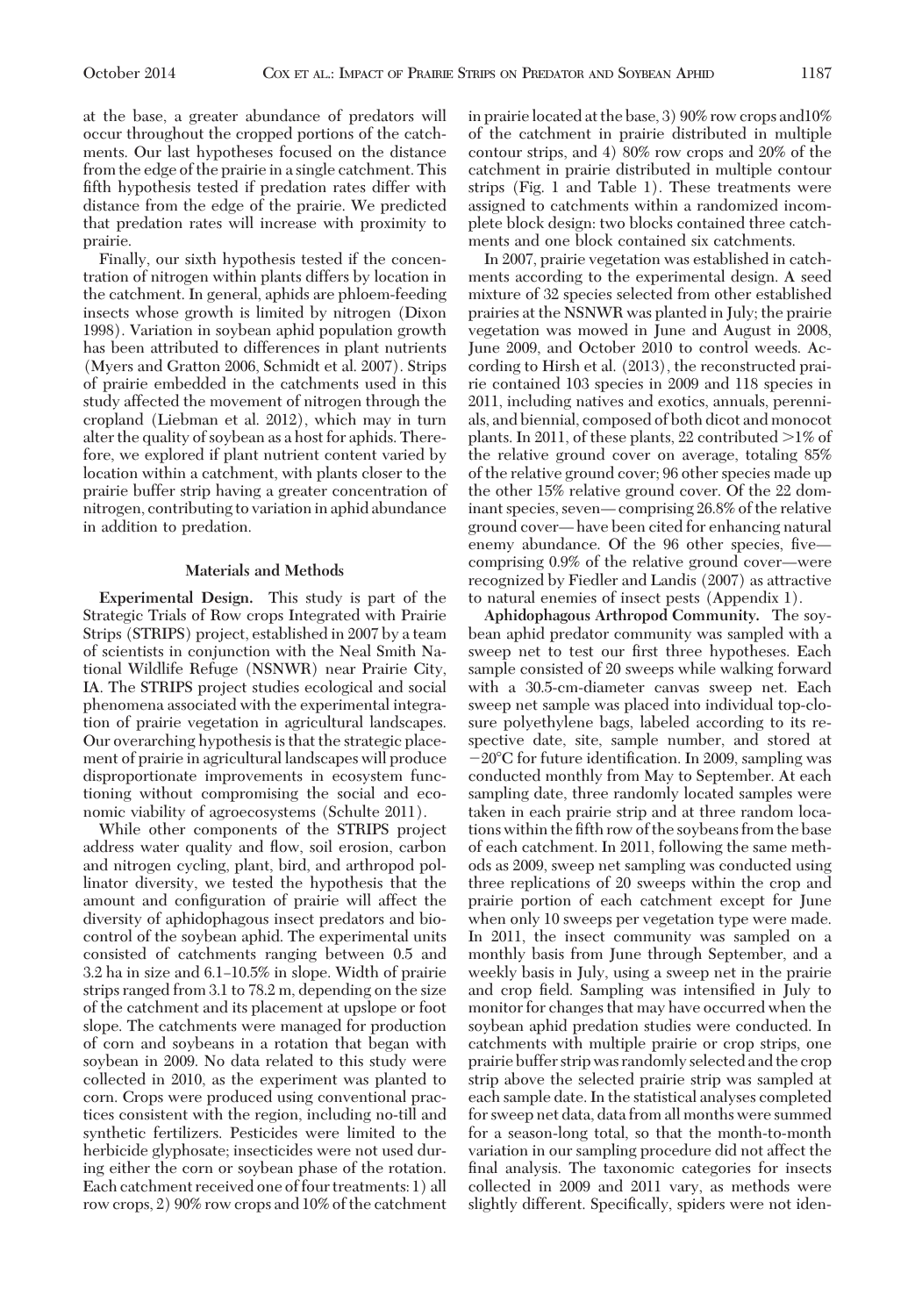at the base, a greater abundance of predators will occur throughout the cropped portions of the catchments. Our last hypotheses focused on the distance from the edge of the prairie in a single catchment. This fifth hypothesis tested if predation rates differ with distance from the edge of the prairie. We predicted that predation rates will increase with proximity to prairie.

Finally, our sixth hypothesis tested if the concentration of nitrogen within plants differs by location in the catchment. In general, aphids are phloem-feeding insects whose growth is limited by nitrogen (Dixon 1998). Variation in soybean aphid population growth has been attributed to differences in plant nutrients (Myers and Gratton 2006, Schmidt et al. 2007). Strips of prairie embedded in the catchments used in this study affected the movement of nitrogen through the cropland (Liebman et al. 2012), which may in turn alter the quality of soybean as a host for aphids. Therefore, we explored if plant nutrient content varied by location within a catchment, with plants closer to the prairie buffer strip having a greater concentration of nitrogen, contributing to variation in aphid abundance in addition to predation.

## Materials and Methods

**Experimental Design.** This study is part of the Strategic Trials of Row crops Integrated with Prairie Strips (STRIPS) project, established in 2007 by a team of scientists in conjunction with the Neal Smith National Wildlife Refuge (NSNWR) near Prairie City, IA. The STRIPS project studies ecological and social phenomena associated with the experimental integration of prairie vegetation in agricultural landscapes. Our overarching hypothesis is that the strategic placement of prairie in agricultural landscapes will produce disproportionate improvements in ecosystem functioning without compromising the social and economic viability of agroecosystems (Schulte 2011).

While other components of the STRIPS project address water quality and flow, soil erosion, carbon and nitrogen cycling, plant, bird, and arthropod pollinator diversity, we tested the hypothesis that the amount and configuration of prairie will affect the diversity of aphidophagous insect predators and biocontrol of the soybean aphid. The experimental units consisted of catchments ranging between 0.5 and 3.2 ha in size and 6.1–10.5% in slope. Width of prairie strips ranged from 3.1 to 78.2 m, depending on the size of the catchment and its placement at upslope or foot slope. The catchments were managed for production of corn and soybeans in a rotation that began with soybean in 2009. No data related to this study were collected in 2010, as the experiment was planted to corn. Crops were produced using conventional practices consistent with the region, including no-till and synthetic fertilizers. Pesticides were limited to the herbicide glyphosate; insecticides were not used during either the corn or soybean phase of the rotation. Each catchment received one of four treatments: 1) all row crops, 2) 90% row crops and 10% of the catchment in prairie located at the base, 3) 90% row crops and 10% of the catchment in prairie distributed in multiple contour strips, and 4) 80% row crops and 20% of the catchment in prairie distributed in multiple contour strips (Fig. 1 and Table 1). These treatments were assigned to catchments within a randomized incomplete block design: two blocks contained three catchments and one block contained six catchments.

In 2007, prairie vegetation was established in catchments according to the experimental design. A seed mixture of 32 species selected from other established prairies at the NSNWR was planted in July; the prairie vegetation was mowed in June and August in 2008, June 2009, and October 2010 to control weeds. According to Hirsh et al. (2013), the reconstructed prairie contained 103 species in 2009 and 118 species in 2011, including natives and exotics, annuals, perennials, and biennial, composed of both dicot and monocot plants. In 2011, of these plants, 22 contributed >1% of the relative ground cover on average, totaling 85% of the relative ground cover; 96 other species made up the other 15% relative ground cover. Of the 22 dominant species, seven—comprising 26.8% of the relative ground cover—have been cited for enhancing natural enemy abundance. Of the 96 other species, five—comprising 0.9% of the relative ground cover—were recognized by Fiedler and Landis (2007) as attractive to natural enemies of insect pests (Appendix 1).

**Aphidophagous Arthropod Community.** The soybean aphid predator community was sampled with a sweep net to test our first three hypotheses. Each sample consisted of 20 sweeps while walking forward with a 30.5-cm-diameter canvas sweep net. Each sweep net sample was placed into individual top-closure polyethylene bags, labeled according to its respective date, site, sample number, and stored at −20°C for future identification. In 2009, sampling was conducted monthly from May to September. At each sampling date, three randomly located samples were taken in each prairie strip and at three random locations within the fifth row of the soybeans from the base of each catchment. In 2011, following the same methods as 2009, sweep net sampling was conducted using three replications of 20 sweeps within the crop and prairie portion of each catchment except for June when only 10 sweeps per vegetation type were made. In 2011, the insect community was sampled on a monthly basis from June through September, and a weekly basis in July, using a sweep net in the prairie and crop field. Sampling was intensified in July to monitor for changes that may have occurred when the soybean aphid predation studies were conducted. In catchments with multiple prairie or crop strips, one prairie buffer strip was randomly selected and the crop strip above the selected prairie strip was sampled at each sample date. In the statistical analyses completed for sweep net data, data from all months were summed for a season-long total, so that the month-to-month variation in our sampling procedure did not affect the final analysis. The taxonomic categories for insects collected in 2009 and 2011 vary, as methods were slightly different. Specifically, spiders were not iden-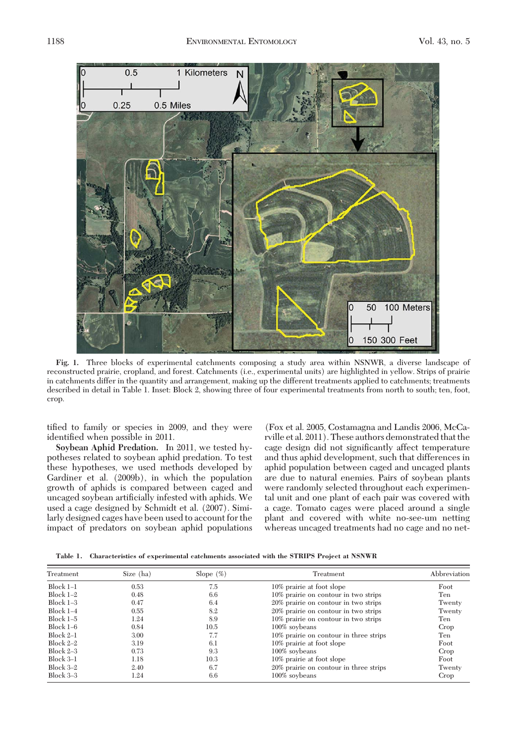Fig. 1. Three blocks of experimental catchments composing a study area within NSNWR, a diverse landscape of reconstructed prairie, cropland, and forest. Catchments (i.e., experimental units) are highlighted in yellow. Strips of prairie in catchments differ in the quantity and arrangement, making up the different treatments applied to catchments; treatments described in detail in Table 1. Inset: Block 2, showing three of four experimental treatments from north to south; ten, foot, crop.

tified to family or species in 2009, and they were identified when possible in 2011.

**Soybean Aphid Predation.** In 2011, we tested hypotheses related to soybean aphid predation. To test these hypotheses, we used methods developed by Gardiner et al. (2009b), in which the population growth of aphids is compared between caged and uncaged soybean artificially infested with aphids. We used a cage designed by Schmidt et al. (2007). Similarly designed cages have been used to account for the impact of predators on soybean aphid populations (Fox et al. 2005, Costamagna and Landis 2006, McCarville et al. 2011). These authors demonstrated that the cage design did not significantly affect temperature and thus aphid development, such that differences in aphid population between caged and uncaged plants are due to natural enemies. Pairs of soybean plants were randomly selected throughout each experimental unit and one plant of each pair was covered with a cage. Tomato cages were placed around a single plant and covered with white no-see-um netting whereas uncaged treatments had no cage and no net-

**Table 1. Characteristics of experimental catchments associated with the STRIPS Project at NSNWR**

| Treatment | Size (ha) | Slope (%) | Treatment | Abbreviation |
|---|---|---|---|---|
| Block 1–1 | 0.53 | 7.5 | 10% prairie at foot slope | Foot |
| Block 1–2 | 0.48 | 6.6 | 10% prairie on contour in two strips | Ten |
| Block 1–3 | 0.47 | 6.4 | 20% prairie on contour in two strips | Twenty |
| Block 1–4 | 0.55 | 8.2 | 20% prairie on contour in two strips | Twenty |
| Block 1–5 | 1.24 | 8.9 | 10% prairie on contour in two strips | Ten |
| Block 1–6 | 0.84 | 10.5 | 100% soybeans | Crop |
| Block 2–1 | 3.00 | 7.7 | 10% prairie on contour in three strips | Ten |
| Block 2–2 | 3.19 | 6.1 | 10% prairie at foot slope | Foot |
| Block 2–3 | 0.73 | 9.3 | 100% soybeans | Crop |
| Block 3–1 | 1.18 | 10.3 | 10% prairie at foot slope | Foot |
| Block 3–2 | 2.40 | 6.7 | 20% prairie on contour in three strips | Twenty |
| Block 3–3 | 1.24 | 6.6 | 100% soybeans | Crop |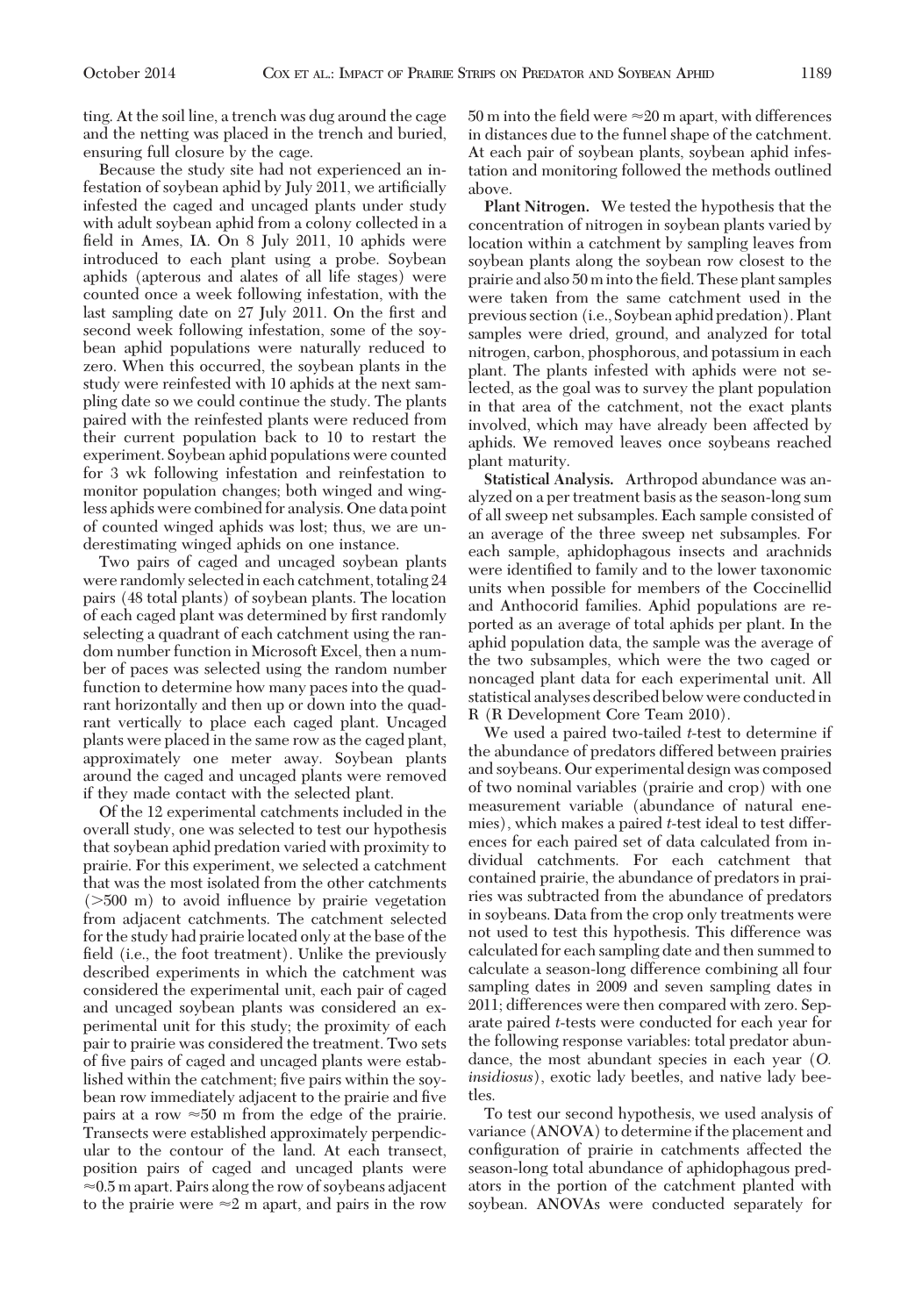ting. At the soil line, a trench was dug around the cage and the netting was placed in the trench and buried, ensuring full closure by the cage.

Because the study site had not experienced an infestation of soybean aphid by July 2011, we artificially infested the caged and uncaged plants under study with adult soybean aphid from a colony collected in a field in Ames, IA. On 8 July 2011, 10 aphids were introduced to each plant using a probe. Soybean aphids (apterous and alates of all life stages) were counted once a week following infestation, with the last sampling date on 27 July 2011. On the first and second week following infestation, some of the soybean aphid populations were naturally reduced to zero. When this occurred, the soybean plants in the study were reinfested with 10 aphids at the next sampling date so we could continue the study. The plants paired with the reinfested plants were reduced from their current population back to 10 to restart the experiment. Soybean aphid populations were counted for 3 wk following infestation and reinfestation to monitor population changes; both winged and wingless aphids were combined for analysis. One data point of counted winged aphids was lost; thus, we are underestimating winged aphids on one instance.

Two pairs of caged and uncaged soybean plants were randomly selected in each catchment, totaling 24 pairs (48 total plants) of soybean plants. The location of each caged plant was determined by first randomly selecting a quadrant of each catchment using the random number function in Microsoft Excel, then a number of paces was selected using the random number function to determine how many paces into the quadrant horizontally and then up or down into the quadrant vertically to place each caged plant. Uncaged plants were placed in the same row as the caged plant, approximately one meter away. Soybean plants around the caged and uncaged plants were removed if they made contact with the selected plant.

Of the 12 experimental catchments included in the overall study, one was selected to test our hypothesis that soybean aphid predation varied with proximity to prairie. For this experiment, we selected a catchment that was the most isolated from the other catchments (>500 m) to avoid influence by prairie vegetation from adjacent catchments. The catchment selected for the study had prairie located only at the base of the field (i.e., the foot treatment). Unlike the previously described experiments in which the catchment was considered the experimental unit, each pair of caged and uncaged soybean plants was considered an experimental unit for this study; the proximity of each pair to prairie was considered the treatment. Two sets of five pairs of caged and uncaged plants were established within the catchment; five pairs within the soybean row immediately adjacent to the prairie and five pairs at a row ≈50 m from the edge of the prairie. Transects were established approximately perpendicular to the contour of the land. At each transect, position pairs of caged and uncaged plants were ≈0.5 m apart. Pairs along the row of soybeans adjacent to the prairie were ≈2 m apart, and pairs in the row 50 m into the field were ≈20 m apart, with differences in distances due to the funnel shape of the catchment. At each pair of soybean plants, soybean aphid infestation and monitoring followed the methods outlined above.

**Plant Nitrogen.** We tested the hypothesis that the concentration of nitrogen in soybean plants varied by location within a catchment by sampling leaves from soybean plants along the soybean row closest to the prairie and also 50 m into the field. These plant samples were taken from the same catchment used in the previous section (i.e., Soybean aphid predation). Plant samples were dried, ground, and analyzed for total nitrogen, carbon, phosphorous, and potassium in each plant. The plants infested with aphids were not selected, as the goal was to survey the plant population in that area of the catchment, not the exact plants involved, which may have already been affected by aphids. We removed leaves once soybeans reached plant maturity.

**Statistical Analysis.** Arthropod abundance was analyzed on a per treatment basis as the season-long sum of all sweep net subsamples. Each sample consisted of an average of the three sweep net subsamples. For each sample, aphidophagous insects and arachnids were identified to family and to the lower taxonomic units when possible for members of the Coccinellid and Anthocorid families. Aphid populations are reported as an average of total aphids per plant. In the aphid population data, the sample was the average of the two subsamples, which were the two caged or noncaged plant data for each experimental unit. All statistical analyses described below were conducted in R (R Development Core Team 2010).

We used a paired two-tailed *t*-test to determine if the abundance of predators differed between prairies and soybeans. Our experimental design was composed of two nominal variables (prairie and crop) with one measurement variable (abundance of natural enemies), which makes a paired *t*-test ideal to test differences for each paired set of data calculated from individual catchments. For each catchment that contained prairie, the abundance of predators in prairies was subtracted from the abundance of predators in soybeans. Data from the crop only treatments were not used to test this hypothesis. This difference was calculated for each sampling date and then summed to calculate a season-long difference combining all four sampling dates in 2009 and seven sampling dates in 2011; differences were then compared with zero. Separate paired *t*-tests were conducted for each year for the following response variables: total predator abundance, the most abundant species in each year (*O. insidiosus*), exotic lady beetles, and native lady beetles.

To test our second hypothesis, we used analysis of variance (ANOVA) to determine if the placement and configuration of prairie in catchments affected the season-long total abundance of aphidophagous predators in the portion of the catchment planted with soybean. ANOVAs were conducted separately for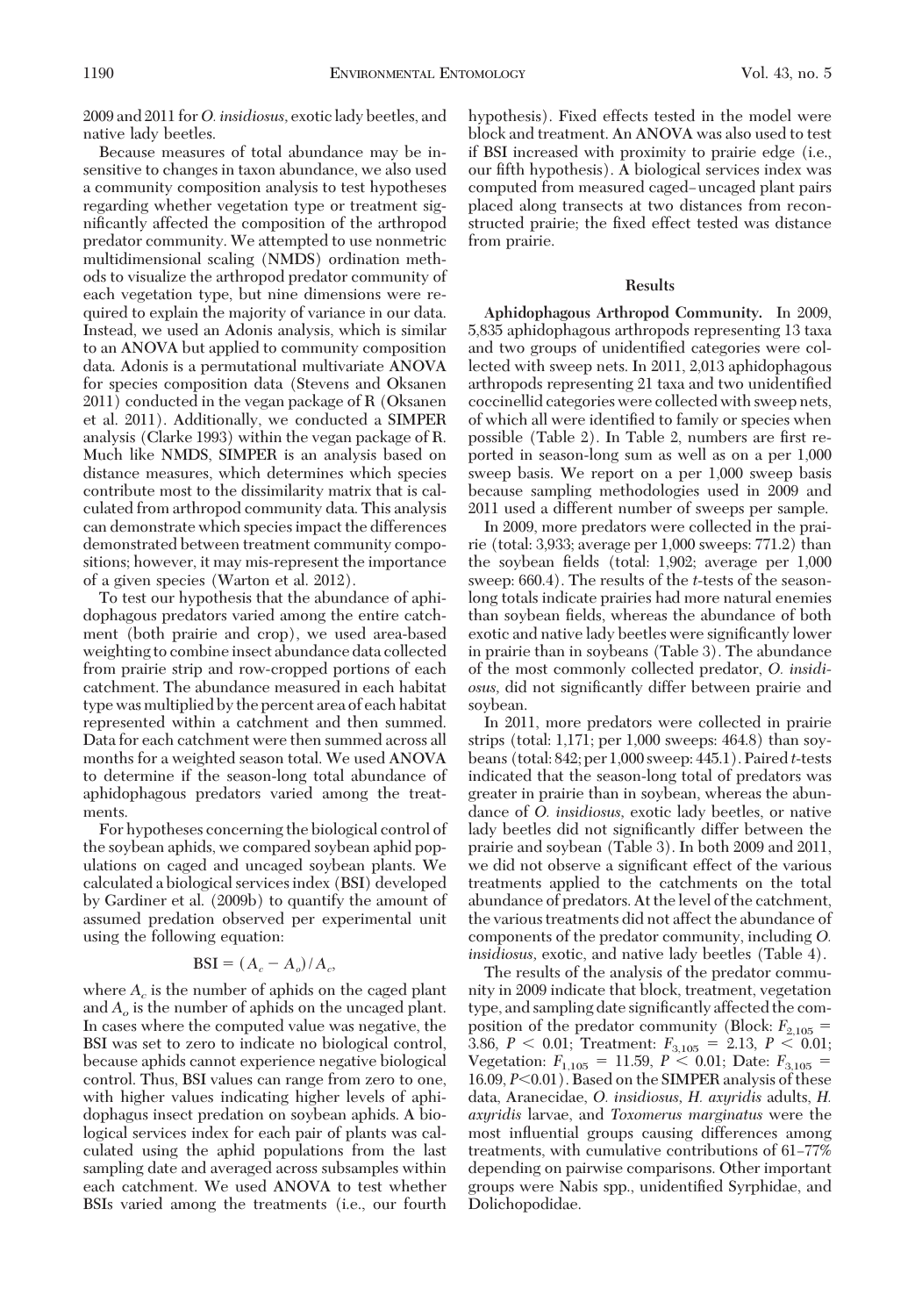2009 and 2011 for *O. insidiosus*, exotic lady beetles, and native lady beetles.

Because measures of total abundance may be insensitive to changes in taxon abundance, we also used a community composition analysis to test hypotheses regarding whether vegetation type or treatment significantly affected the composition of the arthropod predator community. We attempted to use nonmetric multidimensional scaling (NMDS) ordination methods to visualize the arthropod predator community of each vegetation type, but nine dimensions were required to explain the majority of variance in our data. Instead, we used an Adonis analysis, which is similar to an ANOVA but applied to community composition data. Adonis is a permutational multivariate ANOVA for species composition data (Stevens and Oksanen 2011) conducted in the vegan package of R (Oksanen et al. 2011). Additionally, we conducted a SIMPER analysis (Clarke 1993) within the vegan package of R. Much like NMDS, SIMPER is an analysis based on distance measures, which determines which species contribute most to the dissimilarity matrix that is calculated from arthropod community data. This analysis can demonstrate which species impact the differences demonstrated between treatment community compositions; however, it may mis-represent the importance of a given species (Warton et al. 2012).

To test our hypothesis that the abundance of aphidophagous predators varied among the entire catchment (both prairie and crop), we used area-based weighting to combine insect abundance data collected from prairie strip and row-cropped portions of each catchment. The abundance measured in each habitat type was multiplied by the percent area of each habitat represented within a catchment and then summed. Data for each catchment were then summed across all months for a weighted season total. We used ANOVA to determine if the season-long total abundance of aphidophagous predators varied among the treatments.

For hypotheses concerning the biological control of the soybean aphids, we compared soybean aphid populations on caged and uncaged soybean plants. We calculated a biological services index (BSI) developed by Gardiner et al. (2009b) to quantify the amount of assumed predation observed per experimental unit using the following equation:

$$\text{BSI} = (A_c - A_o)/A_c,$$

where $A_c$ is the number of aphids on the caged plant and $A_o$ is the number of aphids on the uncaged plant. In cases where the computed value was negative, the BSI was set to zero to indicate no biological control, because aphids cannot experience negative biological control. Thus, BSI values can range from zero to one, with higher values indicating higher levels of aphidophagus insect predation on soybean aphids. A biological services index for each pair of plants was calculated using the aphid populations from the last sampling date and averaged across subsamples within each catchment. We used ANOVA to test whether BSIs varied among the treatments (i.e., our fourth hypothesis). Fixed effects tested in the model were block and treatment. An ANOVA was also used to test if BSI increased with proximity to prairie edge (i.e., our fifth hypothesis). A biological services index was computed from measured caged–uncaged plant pairs placed along transects at two distances from reconstructed prairie; the fixed effect tested was distance from prairie.

## Results

**Aphidophagous Arthropod Community.** In 2009, 5,835 aphidophagous arthropods representing 13 taxa and two groups of unidentified categories were collected with sweep nets. In 2011, 2,013 aphidophagous arthropods representing 21 taxa and two unidentified categories were collected with sweep nets, of which all were identified to family or species when possible (Table 2). In Table 2, numbers are first reported in season-long sum as well as on a per 1,000 sweep basis. We report on a per 1,000 sweep basis because sampling methodologies used in 2009 and 2011 used a different number of sweeps per sample.

In 2009, more predators were collected in the prairie (total: 3,933; average per 1,000 sweeps: 771.2) than the soybean fields (total: 1,902; average per 1,000 sweep: 660.4). The results of the *t*-tests of the season-long totals indicate prairies had more natural enemies than soybean fields, whereas the abundance of both exotic and native lady beetles were significantly lower in prairie than in soybeans (Table 3). The abundance of the most commonly collected predator, *O. insidiosus*, did not significantly differ between prairie and soybean.

In 2011, more predators were collected in prairie strips (total: 1,171; per 1,000 sweeps: 464.8) than soybeans (total: 842; per 1,000 sweep: 445.1). Paired *t*-tests indicated that the season-long total of predators was greater in prairie than in soybean, whereas the abundance of *O. insidiosus*, exotic lady beetles, or native lady beetles did not significantly differ between the prairie and soybean (Table 3). In both 2009 and 2011, we did not observe a significant effect of the various treatments applied to the catchments on the total abundance of predators. At the level of the catchment, the various treatments did not affect the abundance of components of the predator community, including *O. insidiosus*, exotic, and native lady beetles (Table 4).

The results of the analysis of the predator community in 2009 indicate that block, treatment, vegetation type, and sampling date significantly affected the composition of the predator community (Block: $F_{2,105} = 3.86$, $P < 0.01$; Treatment: $F_{3,105} = 2.13$, $P < 0.01$; Vegetation: $F_{1,105} = 11.59$, $P < 0.01$; Date: $F_{3,105} = 16.09$, $P<0.01$). Based on the SIMPER analysis of these data, Aranecidae, *O. insidiosus*, *H. axyridis* adults, *H. axyridis* larvae, and *Toxomerus marginatus* were the most influential groups causing differences among treatments, with cumulative contributions of 61–77% depending on pairwise comparisons. Other important groups were Nabis spp., unidentified Syrphidae, and Dolichopodidae.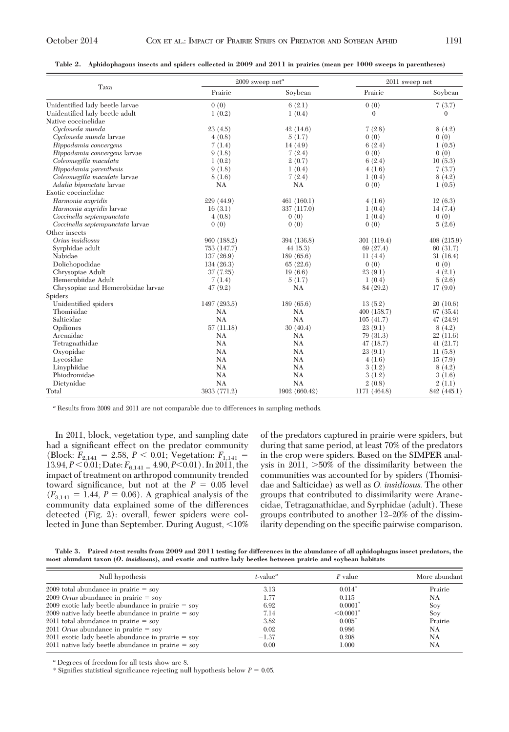**Table 2. Aphidophagous insects and spiders collected in 2009 and 2011 in prairies (mean per 1000 sweeps in parentheses)**

| Taxa | 2009 sweep net[a] | | 2011 sweep net | |
|---|---|---|---|---|
| | Prairie | Soybean | Prairie | Soybean |
| Unidentified lady beetle larvae | 0 (0) | 6 (2.1) | 0 (0) | 7 (3.7) |
| Unidentified lady beetle adult | 1 (0.2) | 1 (0.4) | 0 | 0 |
| Native coccinelidae | | | | |
| *Cycloneda munda* | 23 (4.5) | 42 (14.6) | 7 (2.8) | 8 (4.2) |
| *Cycloneda munda* larvae | 4 (0.8) | 5 (1.7) | 0 (0) | 0 (0) |
| *Hippodamia convergens* | 7 (1.4) | 14 (4.9) | 6 (2.4) | 1 (0.5) |
| *Hippodamia convergens* larvae | 9 (1.8) | 7 (2.4) | 0 (0) | 0 (0) |
| *Coleomegilla maculata* | 1 (0.2) | 2 (0.7) | 6 (2.4) | 10 (5.3) |
| *Hippodamia parenthesis* | 9 (1.8) | 1 (0.4) | 4 (1.6) | 7 (3.7) |
| *Coleomegilla maculate* larvae | 8 (1.6) | 7 (2.4) | 1 (0.4) | 8 (4.2) |
| *Adalia bipunctata* larvae | NA | NA | 0 (0) | 1 (0.5) |
| Exotic coccinelidae | | | | |
| *Harmonia axyridis* | 229 (44.9) | 461 (160.1) | 4 (1.6) | 12 (6.3) |
| *Harmonia axyridis* larvae | 16 (3.1) | 337 (117.0) | 1 (0.4) | 14 (7.4) |
| *Coccinella septempunctata* | 4 (0.8) | 0 (0) | 1 (0.4) | 0 (0) |
| *Coccinella septempunctata* larvae | 0 (0) | 0 (0) | 0 (0) | 5 (2.6) |
| Other insects | | | | |
| *Orius insidiosus* | 960 (188.2) | 394 (136.8) | 301 (119.4) | 408 (215.9) |
| Syrphidae adult | 753 (147.7) | 44 15.3) | 69 (27.4) | 60 (31.7) |
| Nabidae | 137 (26.9) | 189 (65.6) | 11 (4.4) | 31 (16.4) |
| Dolichopodidae | 134 (26.3) | 65 (22.6) | 0 (0) | 0 (0) |
| Chrysopiae Adult | 37 (7.25) | 19 (6.6) | 23 (9.1) | 4 (2.1) |
| Hemerobiidae Adult | 7 (1.4) | 5 (1.7) | 1 (0.4) | 5 (2.6) |
| Chrysopiae and Hemerobiidae larvae | 47 (9.2) | NA | 84 (29.2) | 17 (9.0) |
| Spiders | | | | |
| Unidentified spiders | 1497 (293.5) | 189 (65.6) | 13 (5.2) | 20 (10.6) |
| Thomisidae | NA | NA | 400 (158.7) | 67 (35.4) |
| Salticidae | NA | NA | 105 (41.7) | 47 (24.9) |
| Opiliones | 57 (11.18) | 30 (40.4) | 23 (9.1) | 8 (4.2) |
| Arenaidae | NA | NA | 79 (31.3) | 22 (11.6) |
| Tetragnathidae | NA | NA | 47 (18.7) | 41 (21.7) |
| Oxyopidae | NA | NA | 23 (9.1) | 11 (5.8) |
| Lycosidae | NA | NA | 4 (1.6) | 15 (7.9) |
| Linyphiidae | NA | NA | 3 (1.2) | 8 (4.2) |
| Phiodromidae | NA | NA | 3 (1.2) | 3 (1.6) |
| Dictynidae | NA | NA | 2 (0.8) | 2 (1.1) |
| Total | 3933 (771.2) | 1902 (660.42) | 1171 (464.8) | 842 (445.1) |

[a] Results from 2009 and 2011 are not comparable due to differences in sampling methods.

In 2011, block, vegetation type, and sampling date had a significant effect on the predator community (Block: $F_{2,141} = 2.58$, $P < 0.01$; Vegetation: $F_{1,141} = 13.94$, $P < 0.01$; Date: $F_{6,141} = 4.90$, $P < 0.01$). In 2011, the impact of treatment on arthropod community trended toward significance, but not at the $P = 0.05$ level ($F_{3,141} = 1.44$, $P = 0.06$). A graphical analysis of the community data explained some of the differences detected (Fig. 2): overall, fewer spiders were collected in June than September. During August, <10% of the predators captured in prairie were spiders, but during that same period, at least 70% of the predators in the crop were spiders. Based on the SIMPER analysis in 2011, >50% of the dissimilarity between the communities was accounted for by spiders (Thomisidae and Salticidae) as well as *O. insidiosus.* The other groups that contributed to dissimilarity were Aranecidae, Tetraganathidae, and Syrphidae (adult). These groups contributed to another 12–20% of the dissimilarity depending on the specific pairwise comparison.

**Table 3. Paired *t*-test results from 2009 and 2011 testing for differences in the abundance of all aphidophagus insect predators, the most abundant taxon (*O. insidiosus*), and exotic and native lady beetles between prairie and soybean habitats**

| Null hypothesis | *t*-value[a] | *P* value | More abundant |
|---|---|---|---|
| 2009 total abundance in prairie = soy | 3.13 | 0.014* | Prairie |
| 2009 *Orius* abundance in prairie = soy | 1.77 | 0.115 | NA |
| 2009 exotic lady beetle abundance in prairie = soy | 6.92 | 0.0001* | Soy |
| 2009 native lady beetle abundance in prairie = soy | 7.14 | <0.0001* | Soy |
| 2011 total abundance in prairie = soy | 3.82 | 0.005* | Prairie |
| 2011 *Orius* abundance in prairie = soy | 0.02 | 0.986 | NA |
| 2011 exotic lady beetle abundance in prairie = soy | −1.37 | 0.208 | NA |
| 2011 native lady beetle abundance in prairie = soy | 0.00 | 1.000 | NA |

[a] Degrees of freedom for all tests show are 8.

\* Signifies statistical significance rejecting null hypothesis below $P = 0.05$.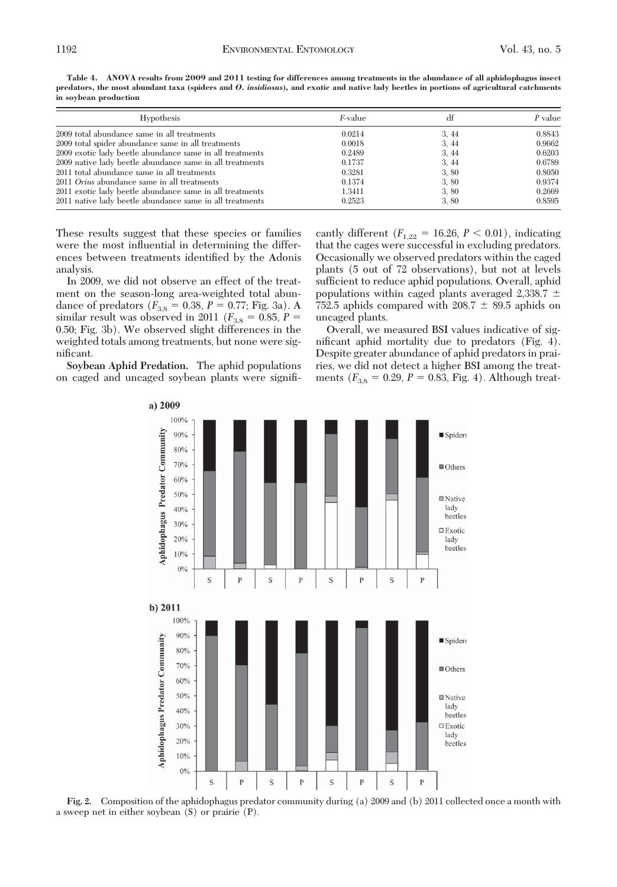**Table 4. ANOVA results from 2009 and 2011 testing for differences among treatments in the abundance of all aphidophagus insect predators, the most abundant taxa (spiders and *O. insidiosus*), and exotic and native lady beetles in portions of agricultural catchments in soybean production**

| Hypothesis | *F*-value | df | *P* value |
|---|---|---|---|
| 2009 total abundance same in all treatments | 0.0214 | 3, 44 | 0.8843 |
| 2009 total spider abundance same in all treatments | 0.0018 | 3, 44 | 0.9662 |
| 2009 exotic lady beetle abundance same in all treatments | 0.2489 | 3, 44 | 0.6203 |
| 2009 native lady beetle abundance same in all treatments | 0.1737 | 3, 44 | 0.6789 |
| 2011 total abundance same in all treatments | 0.3281 | 3, 80 | 0.8050 |
| 2011 *Orius* abundance same in all treatments | 0.1374 | 3, 80 | 0.9374 |
| 2011 exotic lady beetle abundance same in all treatments | 1.3411 | 3, 80 | 0.2669 |
| 2011 native lady beetle abundance same in all treatments | 0.2523 | 3, 80 | 0.8595 |

These results suggest that these species or families were the most influential in determining the differences between treatments identified by the Adonis analysis.

In 2009, we did not observe an effect of the treatment on the season-long area-weighted total abundance of predators ($F_{3,8} = 0.38$, $P = 0.77$; Fig. 3a). A similar result was observed in 2011 ($F_{3,8} = 0.85$, $P = 0.50$; Fig. 3b). We observed slight differences in the weighted totals among treatments, but none were significant.

**Soybean Aphid Predation.** The aphid populations on caged and uncaged soybean plants were significantly different ($F_{1,22} = 16.26$, $P < 0.01$), indicating that the cages were successful in excluding predators. Occasionally we observed predators within the caged plants (5 out of 72 observations), but not at levels sufficient to reduce aphid populations. Overall, aphid populations within caged plants averaged 2,338.7 ± 752.5 aphids compared with 208.7 ± 89.5 aphids on uncaged plants.

Overall, we measured BSI values indicative of significant aphid mortality due to predators (Fig. 4). Despite greater abundance of aphid predators in prairies, we did not detect a higher BSI among the treatments ($F_{3,8} = 0.29$, $P = 0.83$, Fig. 4). Although treat-

**Fig. 2.** Composition of the aphidophagus predator community during (a) 2009 and (b) 2011 collected once a month with a sweep net in either soybean (S) or prairie (P).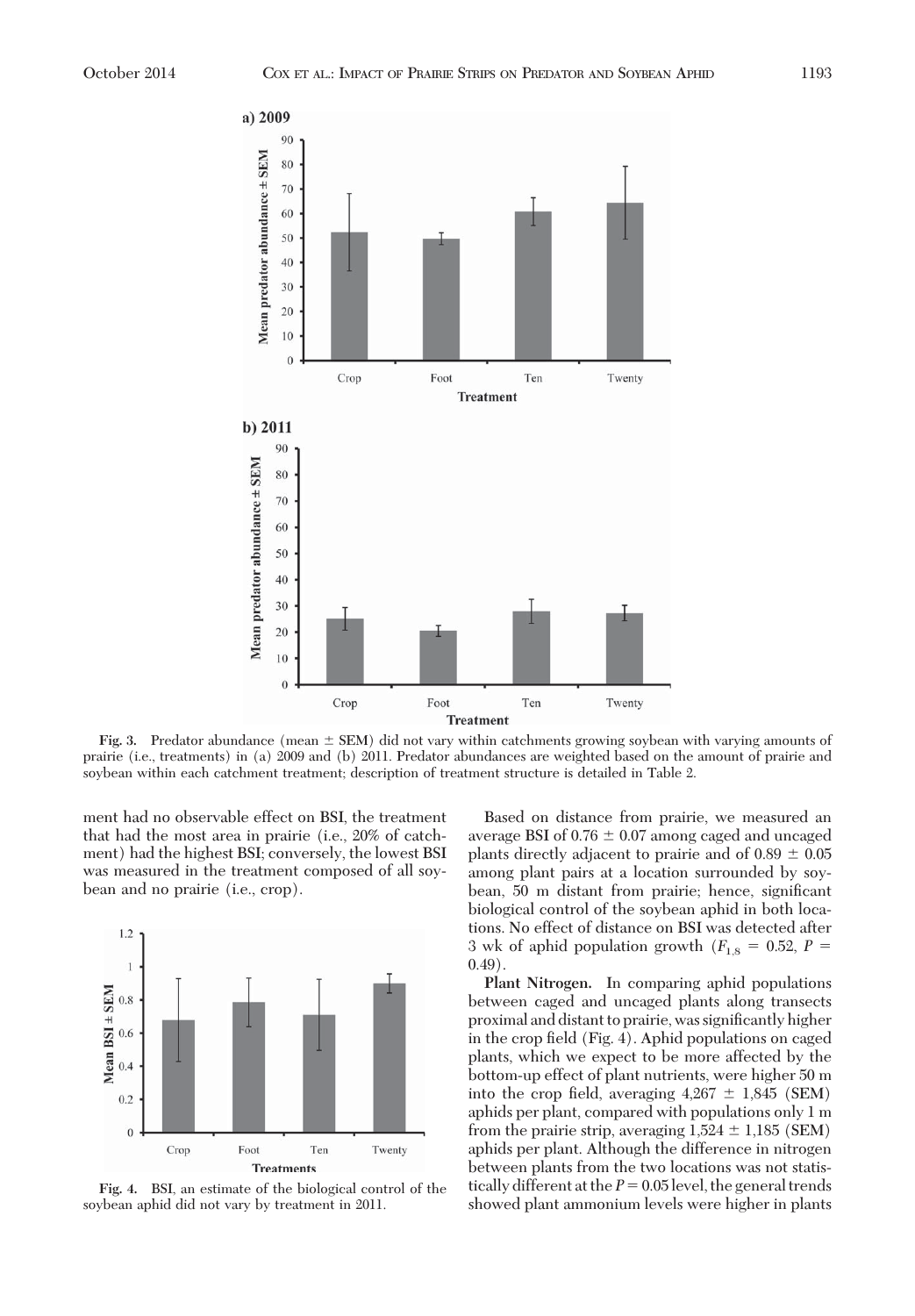**Fig. 3.** Predator abundance (mean ± SEM) did not vary within catchments growing soybean with varying amounts of prairie (i.e., treatments) in (a) 2009 and (b) 2011. Predator abundances are weighted based on the amount of prairie and soybean within each catchment treatment; description of treatment structure is detailed in Table 2.

ment had no observable effect on BSI, the treatment that had the most area in prairie (i.e., 20% of catchment) had the highest BSI; conversely, the lowest BSI was measured in the treatment composed of all soybean and no prairie (i.e., crop).

**Fig. 4.** BSI, an estimate of the biological control of the soybean aphid did not vary by treatment in 2011.

Based on distance from prairie, we measured an average BSI of 0.76 ± 0.07 among caged and uncaged plants directly adjacent to prairie and of 0.89 ± 0.05 among plant pairs at a location surrounded by soybean, 50 m distant from prairie; hence, significant biological control of the soybean aphid in both locations. No effect of distance on BSI was detected after 3 wk of aphid population growth ($F_{1,8}$ = 0.52, $P$ = 0.49).

**Plant Nitrogen.** In comparing aphid populations between caged and uncaged plants along transects proximal and distant to prairie, was significantly higher in the crop field (Fig. 4). Aphid populations on caged plants, which we expect to be more affected by the bottom-up effect of plant nutrients, were higher 50 m into the crop field, averaging 4,267 ± 1,845 (SEM) aphids per plant, compared with populations only 1 m from the prairie strip, averaging 1,524 ± 1,185 (SEM) aphids per plant. Although the difference in nitrogen between plants from the two locations was not statistically different at the $P = 0.05$ level, the general trends showed plant ammonium levels were higher in plants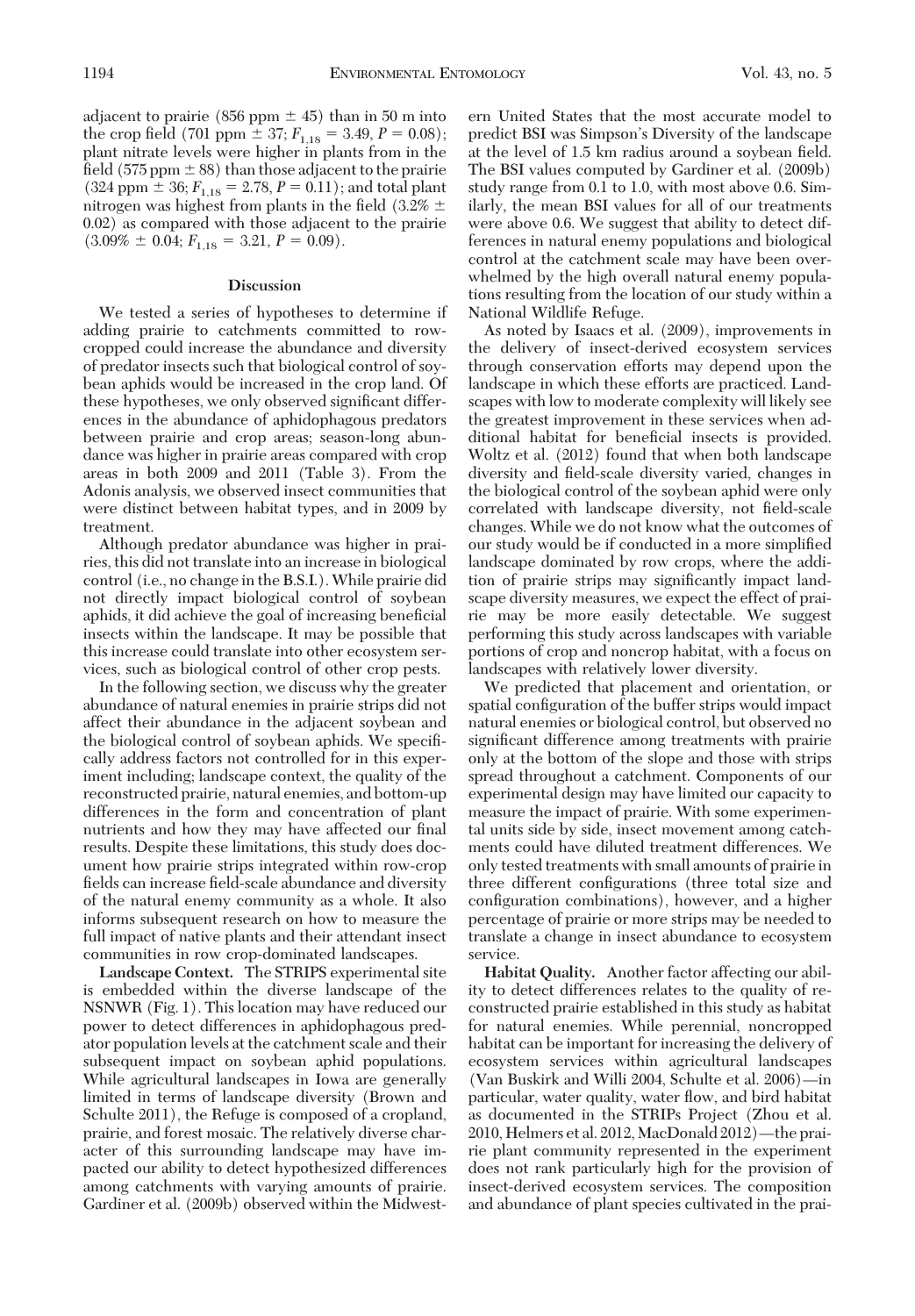adjacent to prairie (856 ppm ± 45) than in 50 m into the crop field (701 ppm ± 37; $F_{1,18} = 3.49$, $P = 0.08$); plant nitrate levels were higher in plants from in the field (575 ppm ± 88) than those adjacent to the prairie (324 ppm ± 36; $F_{1,18} = 2.78$, $P = 0.11$); and total plant nitrogen was highest from plants in the field (3.2% ± 0.02) as compared with those adjacent to the prairie (3.09% ± 0.04; $F_{1,18} = 3.21$, $P = 0.09$).

## Discussion

We tested a series of hypotheses to determine if adding prairie to catchments committed to row-cropped could increase the abundance and diversity of predator insects such that biological control of soybean aphids would be increased in the crop land. Of these hypotheses, we only observed significant differences in the abundance of aphidophagous predators between prairie and crop areas; season-long abundance was higher in prairie areas compared with crop areas in both 2009 and 2011 (Table 3). From the Adonis analysis, we observed insect communities that were distinct between habitat types, and in 2009 by treatment.

Although predator abundance was higher in prairies, this did not translate into an increase in biological control (i.e., no change in the B.S.I.). While prairie did not directly impact biological control of soybean aphids, it did achieve the goal of increasing beneficial insects within the landscape. It may be possible that this increase could translate into other ecosystem services, such as biological control of other crop pests.

In the following section, we discuss why the greater abundance of natural enemies in prairie strips did not affect their abundance in the adjacent soybean and the biological control of soybean aphids. We specifically address factors not controlled for in this experiment including; landscape context, the quality of the reconstructed prairie, natural enemies, and bottom-up differences in the form and concentration of plant nutrients and how they may have affected our final results. Despite these limitations, this study does document how prairie strips integrated within row-crop fields can increase field-scale abundance and diversity of the natural enemy community as a whole. It also informs subsequent research on how to measure the full impact of native plants and their attendant insect communities in row crop-dominated landscapes.

**Landscape Context.** The STRIPS experimental site is embedded within the diverse landscape of the NSNWR (Fig. 1). This location may have reduced our power to detect differences in aphidophagous predator population levels at the catchment scale and their subsequent impact on soybean aphid populations. While agricultural landscapes in Iowa are generally limited in terms of landscape diversity (Brown and Schulte 2011), the Refuge is composed of a cropland, prairie, and forest mosaic. The relatively diverse character of this surrounding landscape may have impacted our ability to detect hypothesized differences among catchments with varying amounts of prairie. Gardiner et al. (2009b) observed within the Midwestern United States that the most accurate model to predict BSI was Simpson's Diversity of the landscape at the level of 1.5 km radius around a soybean field. The BSI values computed by Gardiner et al. (2009b) study range from 0.1 to 1.0, with most above 0.6. Similarly, the mean BSI values for all of our treatments were above 0.6. We suggest that ability to detect differences in natural enemy populations and biological control at the catchment scale may have been overwhelmed by the high overall natural enemy populations resulting from the location of our study within a National Wildlife Refuge.

As noted by Isaacs et al. (2009), improvements in the delivery of insect-derived ecosystem services through conservation efforts may depend upon the landscape in which these efforts are practiced. Landscapes with low to moderate complexity will likely see the greatest improvement in these services when additional habitat for beneficial insects is provided. Woltz et al. (2012) found that when both landscape diversity and field-scale diversity varied, changes in the biological control of the soybean aphid were only correlated with landscape diversity, not field-scale changes. While we do not know what the outcomes of our study would be if conducted in a more simplified landscape dominated by row crops, where the addition of prairie strips may significantly impact landscape diversity measures, we expect the effect of prairie may be more easily detectable. We suggest performing this study across landscapes with variable portions of crop and noncrop habitat, with a focus on landscapes with relatively lower diversity.

We predicted that placement and orientation, or spatial configuration of the buffer strips would impact natural enemies or biological control, but observed no significant difference among treatments with prairie only at the bottom of the slope and those with strips spread throughout a catchment. Components of our experimental design may have limited our capacity to measure the impact of prairie. With some experimental units side by side, insect movement among catchments could have diluted treatment differences. We only tested treatments with small amounts of prairie in three different configurations (three total size and configuration combinations), however, and a higher percentage of prairie or more strips may be needed to translate a change in insect abundance to ecosystem service.

**Habitat Quality.** Another factor affecting our ability to detect differences relates to the quality of reconstructed prairie established in this study as habitat for natural enemies. While perennial, noncropped habitat can be important for increasing the delivery of ecosystem services within agricultural landscapes (Van Buskirk and Willi 2004, Schulte et al. 2006)—in particular, water quality, water flow, and bird habitat as documented in the STRIPs Project (Zhou et al. 2010, Helmers et al. 2012, MacDonald 2012)—the prairie plant community represented in the experiment does not rank particularly high for the provision of insect-derived ecosystem services. The composition and abundance of plant species cultivated in the prai-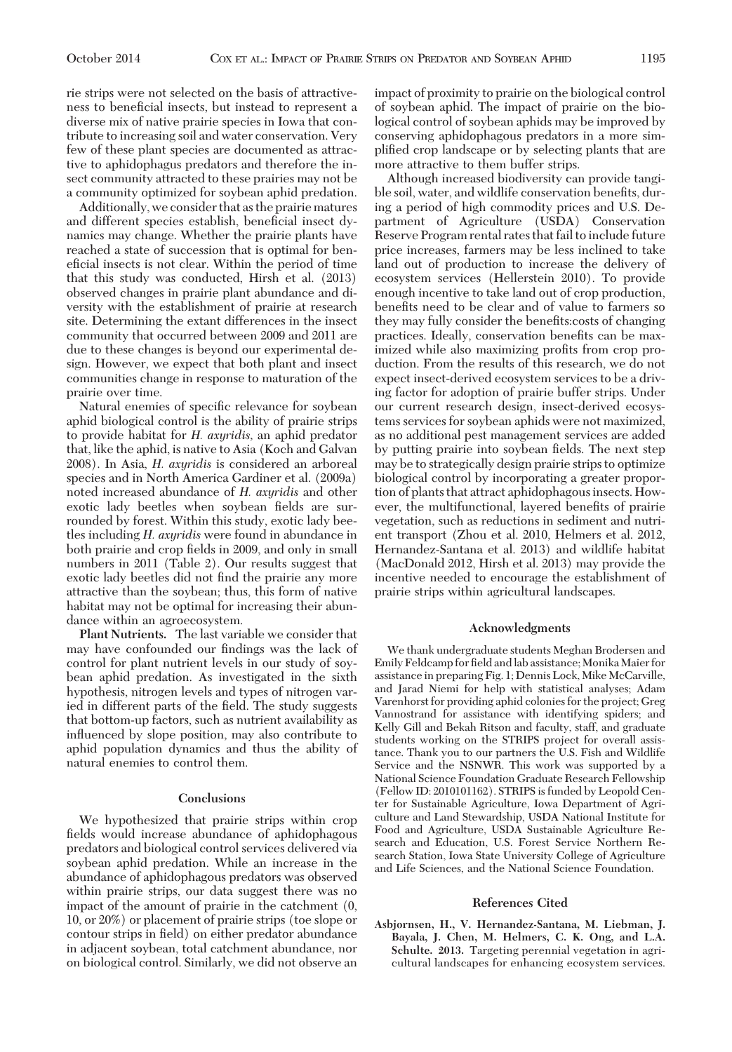rie strips were not selected on the basis of attractiveness to beneficial insects, but instead to represent a diverse mix of native prairie species in Iowa that contribute to increasing soil and water conservation. Very few of these plant species are documented as attractive to aphidophagus predators and therefore the insect community attracted to these prairies may not be a community optimized for soybean aphid predation.

Additionally, we consider that as the prairie matures and different species establish, beneficial insect dynamics may change. Whether the prairie plants have reached a state of succession that is optimal for beneficial insects is not clear. Within the period of time that this study was conducted, Hirsh et al. (2013) observed changes in prairie plant abundance and diversity with the establishment of prairie at research site. Determining the extant differences in the insect community that occurred between 2009 and 2011 are due to these changes is beyond our experimental design. However, we expect that both plant and insect communities change in response to maturation of the prairie over time.

Natural enemies of specific relevance for soybean aphid biological control is the ability of prairie strips to provide habitat for *H. axyridis*, an aphid predator that, like the aphid, is native to Asia (Koch and Galvan 2008). In Asia, *H. axyridis* is considered an arboreal species and in North America Gardiner et al. (2009a) noted increased abundance of *H. axyridis* and other exotic lady beetles when soybean fields are surrounded by forest. Within this study, exotic lady beetles including *H. axyridis* were found in abundance in both prairie and crop fields in 2009, and only in small numbers in 2011 (Table 2). Our results suggest that exotic lady beetles did not find the prairie any more attractive than the soybean; thus, this form of native habitat may not be optimal for increasing their abundance within an agroecosystem.

**Plant Nutrients.** The last variable we consider that may have confounded our findings was the lack of control for plant nutrient levels in our study of soybean aphid predation. As investigated in the sixth hypothesis, nitrogen levels and types of nitrogen varied in different parts of the field. The study suggests that bottom-up factors, such as nutrient availability as influenced by slope position, may also contribute to aphid population dynamics and thus the ability of natural enemies to control them.

## Conclusions

We hypothesized that prairie strips within crop fields would increase abundance of aphidophagous predators and biological control services delivered via soybean aphid predation. While an increase in the abundance of aphidophagous predators was observed within prairie strips, our data suggest there was no impact of the amount of prairie in the catchment (0, 10, or 20%) or placement of prairie strips (toe slope or contour strips in field) on either predator abundance in adjacent soybean, total catchment abundance, nor on biological control. Similarly, we did not observe an impact of proximity to prairie on the biological control of soybean aphid. The impact of prairie on the biological control of soybean aphids may be improved by conserving aphidophagous predators in a more simplified crop landscape or by selecting plants that are more attractive to them buffer strips.

Although increased biodiversity can provide tangible soil, water, and wildlife conservation benefits, during a period of high commodity prices and U.S. Department of Agriculture (USDA) Conservation Reserve Program rental rates that fail to include future price increases, farmers may be less inclined to take land out of production to increase the delivery of ecosystem services (Hellerstein 2010). To provide enough incentive to take land out of crop production, benefits need to be clear and of value to farmers so they may fully consider the benefits:costs of changing practices. Ideally, conservation benefits can be maximized while also maximizing profits from crop production. From the results of this research, we do not expect insect-derived ecosystem services to be a driving factor for adoption of prairie buffer strips. Under our current research design, insect-derived ecosystems services for soybean aphids were not maximized, as no additional pest management services are added by putting prairie into soybean fields. The next step may be to strategically design prairie strips to optimize biological control by incorporating a greater proportion of plants that attract aphidophagous insects. However, the multifunctional, layered benefits of prairie vegetation, such as reductions in sediment and nutrient transport (Zhou et al. 2010, Helmers et al. 2012, Hernandez-Santana et al. 2013) and wildlife habitat (MacDonald 2012, Hirsh et al. 2013) may provide the incentive needed to encourage the establishment of prairie strips within agricultural landscapes.

## Acknowledgments

We thank undergraduate students Meghan Brodersen and Emily Feldcamp for field and lab assistance; Monika Maier for assistance in preparing Fig. 1; Dennis Lock, Mike McCarville, and Jarad Niemi for help with statistical analyses; Adam Varenhorst for providing aphid colonies for the project; Greg Vannostrand for assistance with identifying spiders; and Kelly Gill and Bekah Ritson and faculty, staff, and graduate students working on the STRIPS project for overall assistance. Thank you to our partners the U.S. Fish and Wildlife Service and the NSNWR. This work was supported by a National Science Foundation Graduate Research Fellowship (Fellow ID: 2010101162). STRIPS is funded by Leopold Center for Sustainable Agriculture, Iowa Department of Agriculture and Land Stewardship, USDA National Institute for Food and Agriculture, USDA Sustainable Agriculture Research and Education, U.S. Forest Service Northern Research Station, Iowa State University College of Agriculture and Life Sciences, and the National Science Foundation.

## References Cited

**Asbjornsen, H., V. Hernandez-Santana, M. Liebman, J. Bayala, J. Chen, M. Helmers, C. K. Ong, and L.A. Schulte. 2013.** Targeting perennial vegetation in agricultural landscapes for enhancing ecosystem services.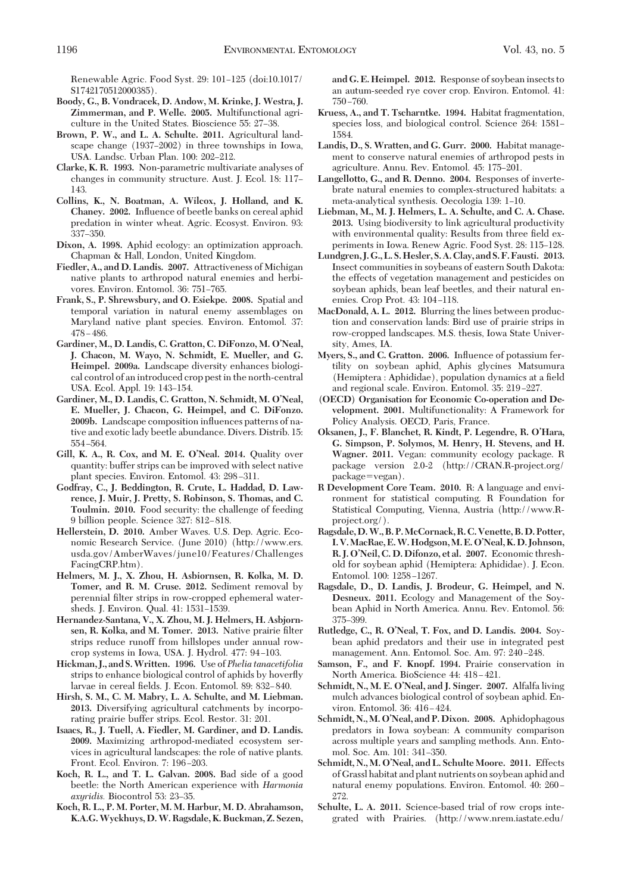Renewable Agric. Food Syst. 29: 101–125 (doi:10.1017/S1742170512000385).

**Boody, G., B. Vondracek, D. Andow, M. Krinke, J. Westra, J. Zimmerman, and P. Welle. 2005.** Multifunctional agriculture in the United States. Bioscience 55: 27–38.

**Brown, P. W., and L. A. Schulte. 2011.** Agricultural landscape change (1937–2002) in three townships in Iowa, USA. Landsc. Urban Plan. 100: 202–212.

**Clarke, K. R. 1993.** Non-parametric multivariate analyses of changes in community structure. Aust. J. Ecol. 18: 117–143.

**Collins, K., N. Boatman, A. Wilcox, J. Holland, and K. Chaney. 2002.** Influence of beetle banks on cereal aphid predation in winter wheat. Agric. Ecosyst. Environ. 93: 337–350.

**Dixon, A. 1998.** Aphid ecology: an optimization approach. Chapman & Hall, London, United Kingdom.

**Fiedler, A., and D. Landis. 2007.** Attractiveness of Michigan native plants to arthropod natural enemies and herbivores. Environ. Entomol. 36: 751–765.

**Frank, S., P. Shrewsbury, and O. Esiekpe. 2008.** Spatial and temporal variation in natural enemy assemblages on Maryland native plant species. Environ. Entomol. 37: 478–486.

**Gardiner, M., D. Landis, C. Gratton, C. DiFonzo, M. O'Neal, J. Chacon, M. Wayo, N. Schmidt, E. Mueller, and G. Heimpel. 2009a.** Landscape diversity enhances biological control of an introduced crop pest in the north-central USA. Ecol. Appl. 19: 143–154.

**Gardiner, M., D. Landis, C. Gratton, N. Schmidt, M. O'Neal, E. Mueller, J. Chacon, G. Heimpel, and C. DiFonzo. 2009b.** Landscape composition influences patterns of native and exotic lady beetle abundance. Divers. Distrib. 15: 554–564.

**Gill, K. A., R. Cox, and M. E. O'Neal. 2014.** Quality over quantity: buffer strips can be improved with select native plant species. Environ. Entomol. 43: 298–311.

**Godfray, C., J. Beddington, R. Crute, L. Haddad, D. Lawrence, J. Muir, J. Pretty, S. Robinson, S. Thomas, and C. Toulmin. 2010.** Food security: the challenge of feeding 9 billion people. Science 327: 812–818.

**Hellerstein, D. 2010.** Amber Waves. U.S. Dep. Agric. Economic Research Service. (June 2010) (http://www.ers.usda.gov/AmberWaves/june10/Features/ChallengesFacingCRP.htm).

**Helmers, M. J., X. Zhou, H. Asbiornsen, R. Kolka, M. D. Tomer, and R. M. Cruse. 2012.** Sediment removal by perennial filter strips in row-cropped ephemeral watersheds. J. Environ. Qual. 41: 1531–1539.

**Hernandez-Santana, V., X. Zhou, M. J. Helmers, H. Asbjornsen, R. Kolka, and M. Tomer. 2013.** Native prairie filter strips reduce runoff from hillslopes under annual row-crop systems in Iowa, USA. J. Hydrol. 477: 94–103.

**Hickman, J., and S. Written. 1996.** Use of *Phelia tanacetifolia* strips to enhance biological control of aphids by hoverfly larvae in cereal fields. J. Econ. Entomol. 89: 832–840.

**Hirsh, S. M., C. M. Mabry, L. A. Schulte, and M. Liebman. 2013.** Diversifying agricultural catchments by incorporating prairie buffer strips. Ecol. Restor. 31: 201.

**Isaacs, R., J. Tuell, A. Fiedler, M. Gardiner, and D. Landis. 2009.** Maximizing arthropod-mediated ecosystem services in agricultural landscapes: the role of native plants. Front. Ecol. Environ. 7: 196–203.

**Koch, R. L., and T. L. Galvan. 2008.** Bad side of a good beetle: the North American experience with *Harmonia axyridis.* Biocontrol 53: 23–35.

**Koch, R. L., P. M. Porter, M. M. Harbur, M. D. Abrahamson, K.A.G. Wyckhuys, D. W. Ragsdale, K. Buckman, Z. Sezen, and G. E. Heimpel. 2012.** Response of soybean insects to an autum-seeded rye cover crop. Environ. Entomol. 41: 750–760.

**Kruess, A., and T. Tscharntke. 1994.** Habitat fragmentation, species loss, and biological control. Science 264: 1581–1584.

**Landis, D., S. Wratten, and G. Gurr. 2000.** Habitat management to conserve natural enemies of arthropod pests in agriculture. Annu. Rev. Entomol. 45: 175–201.

**Langellotto, G., and R. Denno. 2004.** Responses of invertebrate natural enemies to complex-structured habitats: a meta-analytical synthesis. Oecologia 139: 1–10.

**Liebman, M., M. J. Helmers, L. A. Schulte, and C. A. Chase. 2013.** Using biodiversity to link agricultural productivity with environmental quality: Results from three field experiments in Iowa. Renew Agric. Food Syst. 28: 115–128.

**Lundgren, J. G., L. S. Hesler, S. A. Clay, and S. F. Fausti. 2013.** Insect communities in soybeans of eastern South Dakota: the effects of vegetation management and pesticides on soybean aphids, bean leaf beetles, and their natural enemies. Crop Prot. 43: 104–118.

**MacDonald, A. L. 2012.** Blurring the lines between production and conservation lands: Bird use of prairie strips in row-cropped landscapes. M.S. thesis, Iowa State University, Ames, IA.

**Myers, S., and C. Gratton. 2006.** Influence of potassium fertility on soybean aphid, Aphis glycines Matsumura (Hemiptera : Aphididae), population dynamics at a field and regional scale. Environ. Entomol. 35: 219–227.

**(OECD) Organisation for Economic Co-operation and Development. 2001.** Multifunctionality: A Framework for Policy Analysis. OECD, Paris, France.

**Oksanen, J., F. Blanchet, R. Kindt, P. Legendre, R. O'Hara, G. Simpson, P. Solymos, M. Henry, H. Stevens, and H. Wagner. 2011.** Vegan: community ecology package. R package version 2.0-2 (http://CRAN.R-project.org/package=vegan).

**R Development Core Team. 2010.** R: A language and environment for statistical computing. R Foundation for Statistical Computing, Vienna, Austria (http://www.R-project.org/).

**Ragsdale, D. W., B. P. McCornack, R. C. Venette, B. D. Potter, I. V. MacRae, E. W. Hodgson, M. E. O'Neal, K. D. Johnson, R. J. O'Neil, C. D. Difonzo, et al. 2007.** Economic threshold for soybean aphid (Hemiptera: Aphididae). J. Econ. Entomol. 100: 1258–1267.

**Ragsdale, D., D. Landis, J. Brodeur, G. Heimpel, and N. Desneux. 2011.** Ecology and Management of the Soybean Aphid in North America. Annu. Rev. Entomol. 56: 375–399.

**Rutledge, C., R. O'Neal, T. Fox, and D. Landis. 2004.** Soybean aphid predators and their use in integrated pest management. Ann. Entomol. Soc. Am. 97: 240–248.

**Samson, F., and F. Knopf. 1994.** Prairie conservation in North America. BioScience 44: 418–421.

**Schmidt, N., M. E. O'Neal, and J. Singer. 2007.** Alfalfa living mulch advances biological control of soybean aphid. Environ. Entomol. 36: 416–424.

**Schmidt, N., M. O'Neal, and P. Dixon. 2008.** Aphidophagous predators in Iowa soybean: A community comparison across multiple years and sampling methods. Ann. Entomol. Soc. Am. 101: 341–350.

**Schmidt, N., M. O'Neal, and L. Schulte Moore. 2011.** Effects of Grassl habitat and plant nutrients on soybean aphid and natural enemy populations. Environ. Entomol. 40: 260–272.

**Schulte, L. A. 2011.** Science-based trial of row crops integrated with Prairies. (http://www.nrem.iastate.edu/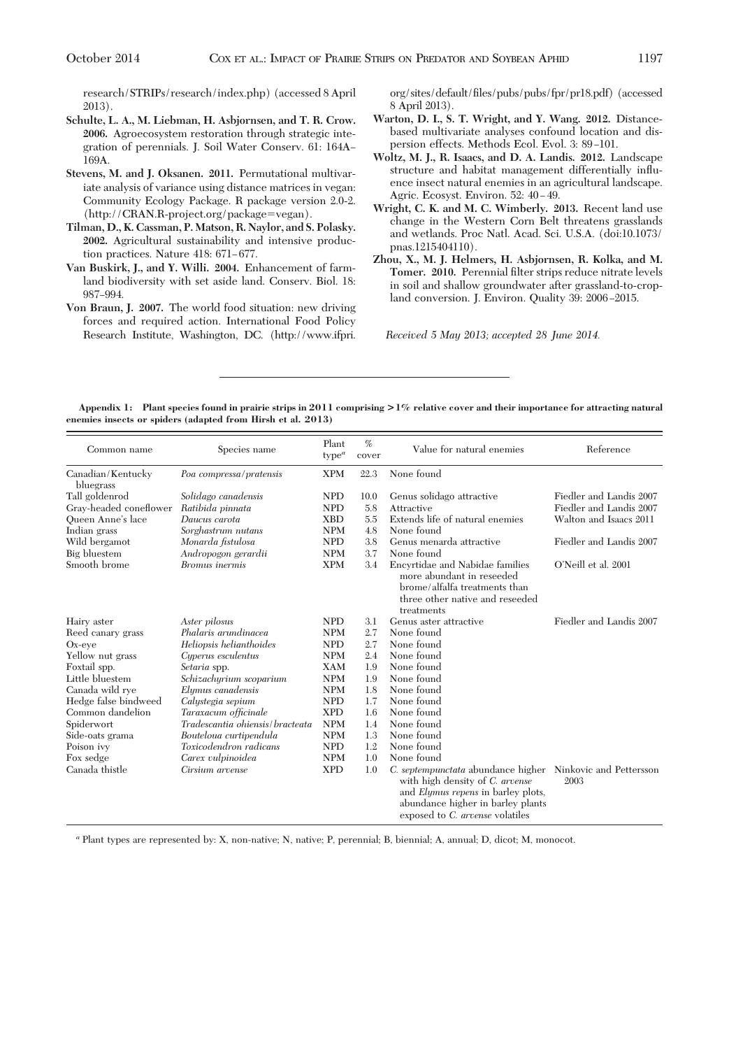research/STRIPs/research/index.php) (accessed 8 April 2013).

**Schulte, L. A., M. Liebman, H. Asbjornsen, and T. R. Crow. 2006.** Agroecosystem restoration through strategic integration of perennials. J. Soil Water Conserv. 61: 164A–169A.

**Stevens, M. and J. Oksanen. 2011.** Permutational multivariate analysis of variance using distance matrices in vegan: Community Ecology Package. R package version 2.0-2. (http://CRAN.R-project.org/package=vegan).

**Tilman, D., K. Cassman, P. Matson, R. Naylor, and S. Polasky. 2002.** Agricultural sustainability and intensive production practices. Nature 418: 671–677.

**Van Buskirk, J., and Y. Willi. 2004.** Enhancement of farmland biodiversity with set aside land. Conserv. Biol. 18: 987–994.

**Von Braun, J. 2007.** The world food situation: new driving forces and required action. International Food Policy Research Institute, Washington, DC. (http://www.ifpri.org/sites/default/files/pubs/pubs/fpr/pr18.pdf) (accessed 8 April 2013).

**Warton, D. I., S. T. Wright, and Y. Wang. 2012.** Distance-based multivariate analyses confound location and dispersion effects. Methods Ecol. Evol. 3: 89–101.

**Woltz, M. J., R. Isaacs, and D. A. Landis. 2012.** Landscape structure and habitat management differentially influence insect natural enemies in an agricultural landscape. Agric. Ecosyst. Environ. 52: 40–49.

**Wright, C. K. and M. C. Wimberly. 2013.** Recent land use change in the Western Corn Belt threatens grasslands and wetlands. Proc Natl. Acad. Sci. U.S.A. (doi:10.1073/pnas.1215404110).

**Zhou, X., M. J. Helmers, H. Asbjornsen, R. Kolka, and M. Tomer. 2010.** Perennial filter strips reduce nitrate levels in soil and shallow groundwater after grassland-to-cropland conversion. J. Environ. Quality 39: 2006–2015.

*Received 5 May 2013; accepted 28 June 2014.*

---

**Appendix 1: Plant species found in prairie strips in 2011 comprising >1% relative cover and their importance for attracting natural enemies insects or spiders (adapted from Hirsh et al. 2013)**

| Common name | Species name | Plant type[a] | % cover | Value for natural enemies | Reference |
|---|---|---|---|---|---|
| Canadian/Kentucky bluegrass | *Poa compressa/pratensis* | XPM | 22.3 | None found | |
| Tall goldenrod | *Solidago canadensis* | NPD | 10.0 | Genus solidago attractive | Fiedler and Landis 2007 |
| Gray-headed coneflower | *Ratibida pinnata* | NPD | 5.8 | Attractive | Fiedler and Landis 2007 |
| Queen Anne's lace | *Daucus carota* | XBD | 5.5 | Extends life of natural enemies | Walton and Isaacs 2011 |
| Indian grass | *Sorghastrum nutans* | NPM | 4.8 | None found | |
| Wild bergamot | *Monarda fistulosa* | NPD | 3.8 | Genus menarda attractive | Fiedler and Landis 2007 |
| Big bluestem | *Andropogon gerardii* | NPM | 3.7 | None found | |
| Smooth brome | *Bromus inermis* | XPM | 3.4 | Encyrtidae and Nabidae families more abundant in reseeded brome/alfalfa treatments than three other native and reseeded treatments | O'Neill et al. 2001 |
| Hairy aster | *Aster pilosus* | NPD | 3.1 | Genus aster attractive | Fiedler and Landis 2007 |
| Reed canary grass | *Phalaris arundinacea* | NPM | 2.7 | None found | |
| Ox-eye | *Heliopsis helianthoides* | NPD | 2.7 | None found | |
| Yellow nut grass | *Cyperus esculentus* | NPM | 2.4 | None found | |
| Foxtail spp. | *Setaria* spp. | XAM | 1.9 | None found | |
| Little bluestem | *Schizachyrium scoparium* | NPM | 1.9 | None found | |
| Canada wild rye | *Elymus canadensis* | NPM | 1.8 | None found | |
| Hedge false bindweed | *Calystegia sepium* | NPD | 1.7 | None found | |
| Common dandelion | *Taraxacum officinale* | XPD | 1.6 | None found | |
| Spiderwort | *Tradescantia ohiensis/bracteata* | NPM | 1.4 | None found | |
| Side-oats grama | *Bouteloua curtipendula* | NPM | 1.3 | None found | |
| Poison ivy | *Toxicodendron radicans* | NPD | 1.2 | None found | |
| Fox sedge | *Carex vulpinoidea* | NPM | 1.0 | None found | |
| Canada thistle | *Cirsium arvense* | XPD | 1.0 | *C. septempunctata* abundance higher with high density of *C. arvense* and *Elymus repens* in barley plots, abundance higher in barley plants exposed to *C. arvense* volatiles | Ninkovic and Pettersson 2003 |

[a] Plant types are represented by: X, non-native; N, native; P, perennial; B, biennial; A, annual; D, dicot; M, monocot.